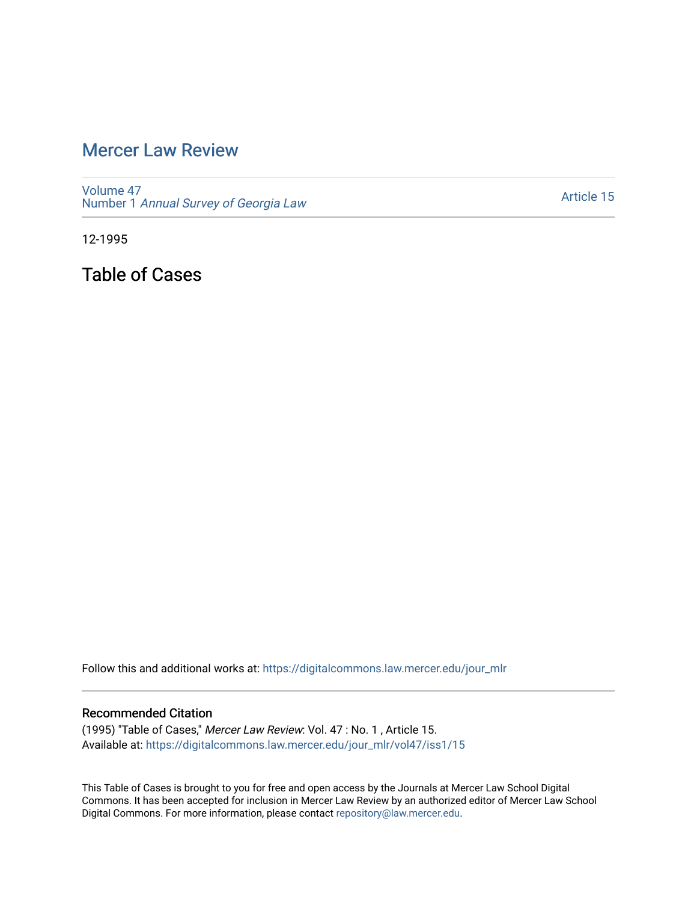# Mercer Law Review

Volume 47
Number 1 *Annual Survey of Georgia Law*

Article 15

12-1995

## Table of Cases

Follow this and additional works at: https://digitalcommons.law.mercer.edu/jour_mlr

### Recommended Citation

(1995) "Table of Cases," *Mercer Law Review*: Vol. 47 : No. 1 , Article 15.
Available at: https://digitalcommons.law.mercer.edu/jour_mlr/vol47/iss1/15

This Table of Cases is brought to you for free and open access by the Journals at Mercer Law School Digital Commons. It has been accepted for inclusion in Mercer Law Review by an authorized editor of Mercer Law School Digital Commons. For more information, please contact repository@law.mercer.edu.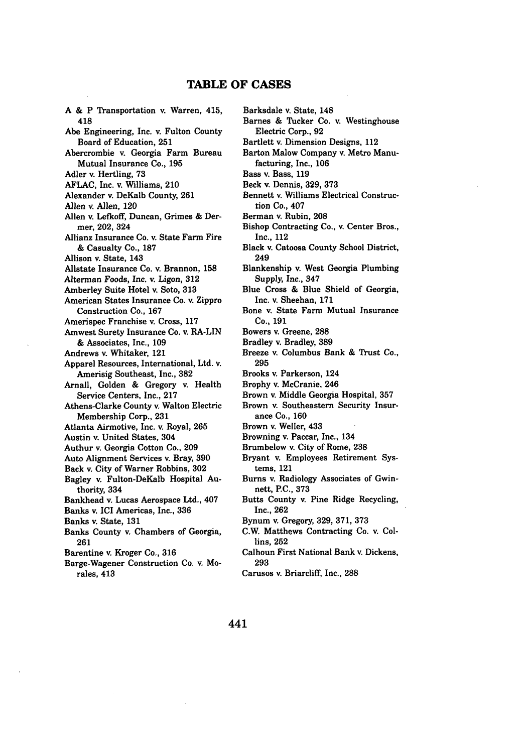# TABLE OF CASES

A & P Transportation v. Warren, 415, 418
Abe Engineering, Inc. v. Fulton County Board of Education, 251
Abercrombie v. Georgia Farm Bureau Mutual Insurance Co., 195
Adler v. Hertling, 73
AFLAC, Inc. v. Williams, 210
Alexander v. DeKalb County, 261
Allen v. Allen, 120
Allen v. Lefkoff, Duncan, Grimes & Dermer, 202, 324
Allianz Insurance Co. v. State Farm Fire & Casualty Co., 187
Allison v. State, 143
Allstate Insurance Co. v. Brannon, 158
Alterman Foods, Inc. v. Ligon, 312
Amberley Suite Hotel v. Soto, 313
American States Insurance Co. v. Zippro Construction Co., 167
Amerispec Franchise v. Cross, 117
Amwest Surety Insurance Co. v. RA-LIN & Associates, Inc., 109
Andrews v. Whitaker, 121
Apparel Resources, International, Ltd. v. Amerisig Southeast, Inc., 382
Arnall, Golden & Gregory v. Health Service Centers, Inc., 217
Athens-Clarke County v. Walton Electric Membership Corp., 231
Atlanta Airmotive, Inc. v. Royal, 265
Austin v. United States, 304
Authur v. Georgia Cotton Co., 209
Auto Alignment Services v. Bray, 390
Back v. City of Warner Robbins, 302
Bagley v. Fulton-DeKalb Hospital Authority, 334
Bankhead v. Lucas Aerospace Ltd., 407
Banks v. ICI Americas, Inc., 336
Banks v. State, 131
Banks County v. Chambers of Georgia, 261
Barentine v. Kroger Co., 316
Barge-Wagener Construction Co. v. Morales, 413
Barksdale v. State, 148
Barnes & Tucker Co. v. Westinghouse Electric Corp., 92
Bartlett v. Dimension Designs, 112
Barton Malow Company v. Metro Manufacturing, Inc., 106
Bass v. Bass, 119
Beck v. Dennis, 329, 373
Bennett v. Williams Electrical Construction Co., 407
Berman v. Rubin, 208
Bishop Contracting Co., v. Center Bros., Inc., 112
Black v. Catoosa County School District, 249
Blankenship v. West Georgia Plumbing Supply, Inc., 347
Blue Cross & Blue Shield of Georgia, Inc. v. Sheehan, 171
Bone v. State Farm Mutual Insurance Co., 191
Bowers v. Greene, 288
Bradley v. Bradley, 389
Breeze v. Columbus Bank & Trust Co., 295
Brooks v. Parkerson, 124
Brophy v. McCranie, 246
Brown v. Middle Georgia Hospital, 357
Brown v. Southeastern Security Insurance Co., 160
Brown v. Weller, 433
Browning v. Paccar, Inc., 134
Brumbelow v. City of Rome, 238
Bryant v. Employees Retirement Systems, 121
Burns v. Radiology Associates of Gwinnett, P.C., 373
Butts County v. Pine Ridge Recycling, Inc., 262
Bynum v. Gregory, 329, 371, 373
C.W. Matthews Contracting Co. v. Collins, 252
Calhoun First National Bank v. Dickens, 293
Carusos v. Briarcliff, Inc., 288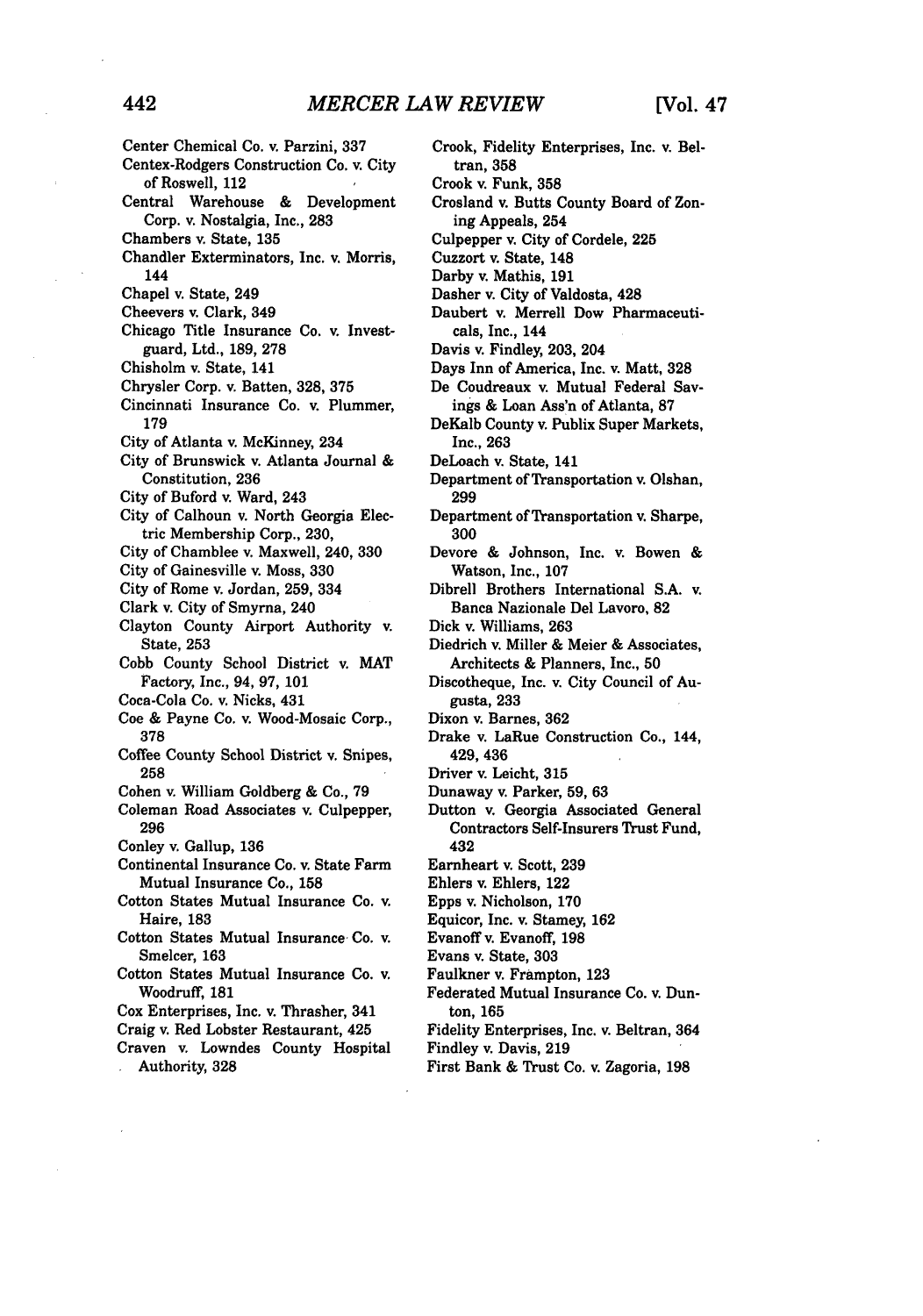Center Chemical Co. v. Parzini, 337
Centex-Rodgers Construction Co. v. City of Roswell, 112
Central Warehouse & Development Corp. v. Nostalgia, Inc., 283
Chambers v. State, 135
Chandler Exterminators, Inc. v. Morris, 144
Chapel v. State, 249
Cheevers v. Clark, 349
Chicago Title Insurance Co. v. Investguard, Ltd., 189, 278
Chisholm v. State, 141
Chrysler Corp. v. Batten, 328, 375
Cincinnati Insurance Co. v. Plummer, 179
City of Atlanta v. McKinney, 234
City of Brunswick v. Atlanta Journal & Constitution, 236
City of Buford v. Ward, 243
City of Calhoun v. North Georgia Electric Membership Corp., 230,
City of Chamblee v. Maxwell, 240, 330
City of Gainesville v. Moss, 330
City of Rome v. Jordan, 259, 334
Clark v. City of Smyrna, 240
Clayton County Airport Authority v. State, 253
Cobb County School District v. MAT Factory, Inc., 94, 97, 101
Coca-Cola Co. v. Nicks, 431
Coe & Payne Co. v. Wood-Mosaic Corp., 378
Coffee County School District v. Snipes, 258
Cohen v. William Goldberg & Co., 79
Coleman Road Associates v. Culpepper, 296
Conley v. Gallup, 136
Continental Insurance Co. v. State Farm Mutual Insurance Co., 158
Cotton States Mutual Insurance Co. v. Haire, 183
Cotton States Mutual Insurance Co. v. Smelcer, 163
Cotton States Mutual Insurance Co. v. Woodruff, 181
Cox Enterprises, Inc. v. Thrasher, 341
Craig v. Red Lobster Restaurant, 425
Craven v. Lowndes County Hospital Authority, 328
Crook, Fidelity Enterprises, Inc. v. Beltran, 358
Crook v. Funk, 358
Crosland v. Butts County Board of Zoning Appeals, 254
Culpepper v. City of Cordele, 225
Cuzzort v. State, 148
Darby v. Mathis, 191
Dasher v. City of Valdosta, 428
Daubert v. Merrell Dow Pharmaceuticals, Inc., 144
Davis v. Findley, 203, 204
Days Inn of America, Inc. v. Matt, 328
De Coudreaux v. Mutual Federal Savings & Loan Ass'n of Atlanta, 87
DeKalb County v. Publix Super Markets, Inc., 263
DeLoach v. State, 141
Department of Transportation v. Olshan, 299
Department of Transportation v. Sharpe, 300
Devore & Johnson, Inc. v. Bowen & Watson, Inc., 107
Dibrell Brothers International S.A. v. Banca Nazionale Del Lavoro, 82
Dick v. Williams, 263
Diedrich v. Miller & Meier & Associates, Architects & Planners, Inc., 50
Discotheque, Inc. v. City Council of Augusta, 233
Dixon v. Barnes, 362
Drake v. LaRue Construction Co., 144, 429, 436
Driver v. Leicht, 315
Dunaway v. Parker, 59, 63
Dutton v. Georgia Associated General Contractors Self-Insurers Trust Fund, 432
Earnheart v. Scott, 239
Ehlers v. Ehlers, 122
Epps v. Nicholson, 170
Equicor, Inc. v. Stamey, 162
Evanoff v. Evanoff, 198
Evans v. State, 303
Faulkner v. Frampton, 123
Federated Mutual Insurance Co. v. Dunton, 165
Fidelity Enterprises, Inc. v. Beltran, 364
Findley v. Davis, 219
First Bank & Trust Co. v. Zagoria, 198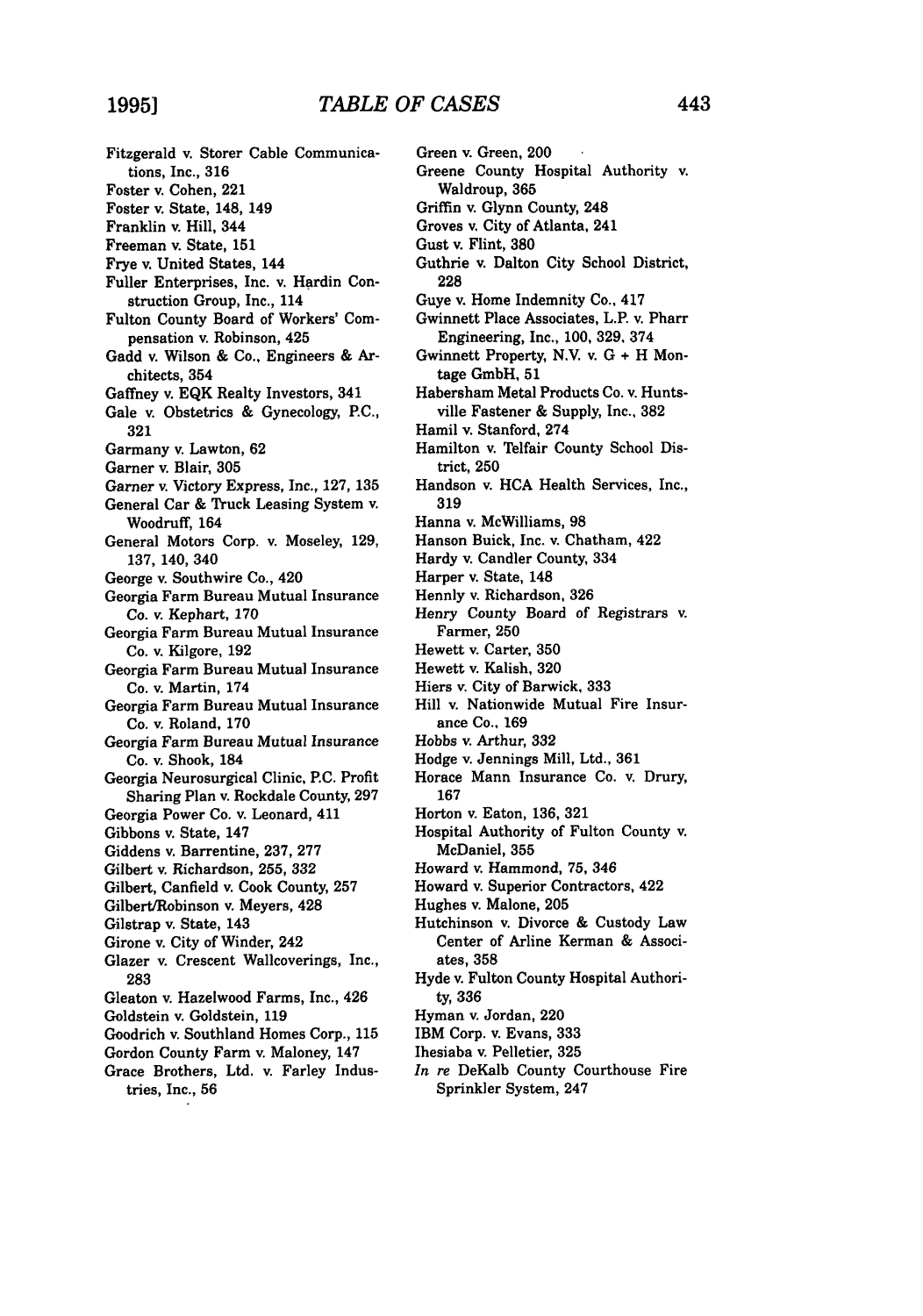Fitzgerald v. Storer Cable Communications, Inc., 316
Foster v. Cohen, 221
Foster v. State, 148, 149
Franklin v. Hill, 344
Freeman v. State, 151
Frye v. United States, 144
Fuller Enterprises, Inc. v. Hardin Construction Group, Inc., 114
Fulton County Board of Workers' Compensation v. Robinson, 425
Gadd v. Wilson & Co., Engineers & Architects, 354
Gaffney v. EQK Realty Investors, 341
Gale v. Obstetrics & Gynecology, P.C., 321
Garmany v. Lawton, 62
Garner v. Blair, 305
Garner v. Victory Express, Inc., 127, 135
General Car & Truck Leasing System v. Woodruff, 164
General Motors Corp. v. Moseley, 129, 137, 140, 340
George v. Southwire Co., 420
Georgia Farm Bureau Mutual Insurance Co. v. Kephart, 170
Georgia Farm Bureau Mutual Insurance Co. v. Kilgore, 192
Georgia Farm Bureau Mutual Insurance Co. v. Martin, 174
Georgia Farm Bureau Mutual Insurance Co. v. Roland, 170
Georgia Farm Bureau Mutual Insurance Co. v. Shook, 184
Georgia Neurosurgical Clinic, P.C. Profit Sharing Plan v. Rockdale County, 297
Georgia Power Co. v. Leonard, 411
Gibbons v. State, 147
Giddens v. Barrentine, 237, 277
Gilbert v. Richardson, 255, 332
Gilbert, Canfield v. Cook County, 257
Gilbert/Robinson v. Meyers, 428
Gilstrap v. State, 143
Girone v. City of Winder, 242
Glazer v. Crescent Wallcoverings, Inc., 283
Gleaton v. Hazelwood Farms, Inc., 426
Goldstein v. Goldstein, 119
Goodrich v. Southland Homes Corp., 115
Gordon County Farm v. Maloney, 147
Grace Brothers, Ltd. v. Farley Industries, Inc., 56
Green v. Green, 200
Greene County Hospital Authority v. Waldroup, 365
Griffin v. Glynn County, 248
Groves v. City of Atlanta, 241
Gust v. Flint, 380
Guthrie v. Dalton City School District, 228
Guye v. Home Indemnity Co., 417
Gwinnett Place Associates, L.P. v. Pharr Engineering, Inc., 100, 329, 374
Gwinnett Property, N.V. v. G + H Montage GmbH, 51
Habersham Metal Products Co. v. Huntsville Fastener & Supply, Inc., 382
Hamil v. Stanford, 274
Hamilton v. Telfair County School District, 250
Handson v. HCA Health Services, Inc., 319
Hanna v. McWilliams, 98
Hanson Buick, Inc. v. Chatham, 422
Hardy v. Candler County, 334
Harper v. State, 148
Hennly v. Richardson, 326
Henry County Board of Registrars v. Farmer, 250
Hewett v. Carter, 350
Hewett v. Kalish, 320
Hiers v. City of Barwick, 333
Hill v. Nationwide Mutual Fire Insurance Co., 169
Hobbs v. Arthur, 332
Hodge v. Jennings Mill, Ltd., 361
Horace Mann Insurance Co. v. Drury, 167
Horton v. Eaton, 136, 321
Hospital Authority of Fulton County v. McDaniel, 355
Howard v. Hammond, 75, 346
Howard v. Superior Contractors, 422
Hughes v. Malone, 205
Hutchinson v. Divorce & Custody Law Center of Arline Kerman & Associates, 358
Hyde v. Fulton County Hospital Authority, 336
Hyman v. Jordan, 220
IBM Corp. v. Evans, 333
Ihesiaba v. Pelletier, 325
*In re* DeKalb County Courthouse Fire Sprinkler System, 247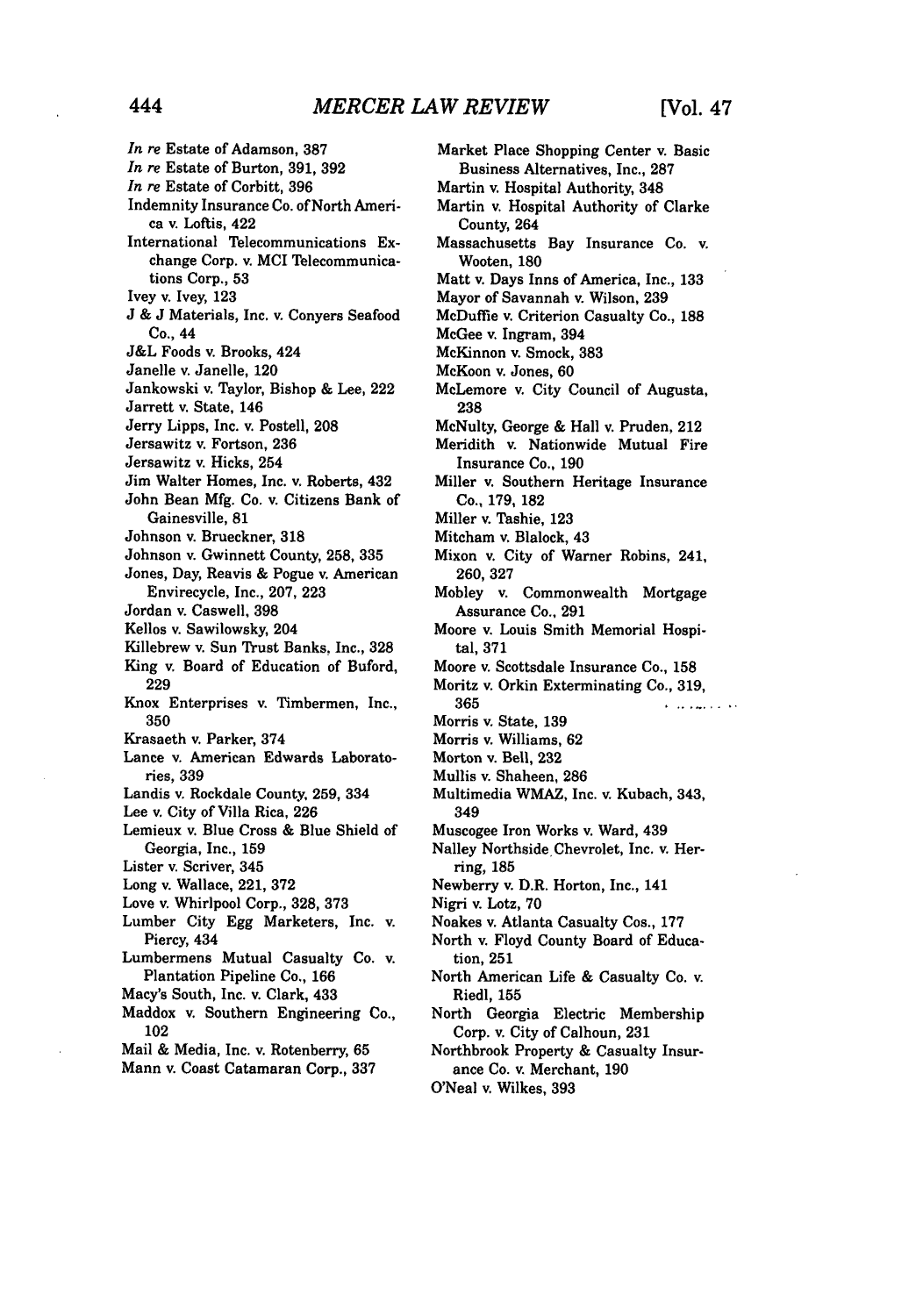*In re* Estate of Adamson, 387
*In re* Estate of Burton, 391, 392
*In re* Estate of Corbitt, 396
Indemnity Insurance Co. of North America v. Loftis, 422
International Telecommunications Exchange Corp. v. MCI Telecommunications Corp., 53
Ivey v. Ivey, 123
J & J Materials, Inc. v. Conyers Seafood Co., 44
J&L Foods v. Brooks, 424
Janelle v. Janelle, 120
Jankowski v. Taylor, Bishop & Lee, 222
Jarrett v. State, 146
Jerry Lipps, Inc. v. Postell, 208
Jersawitz v. Fortson, 236
Jersawitz v. Hicks, 254
Jim Walter Homes, Inc. v. Roberts, 432
John Bean Mfg. Co. v. Citizens Bank of Gainesville, 81
Johnson v. Brueckner, 318
Johnson v. Gwinnett County, 258, 335
Jones, Day, Reavis & Pogue v. American Envirecycle, Inc., 207, 223
Jordan v. Caswell, 398
Kellos v. Sawilowsky, 204
Killebrew v. Sun Trust Banks, Inc., 328
King v. Board of Education of Buford, 229
Knox Enterprises v. Timbermen, Inc., 350
Krasaeth v. Parker, 374
Lance v. American Edwards Laboratories, 339
Landis v. Rockdale County, 259, 334
Lee v. City of Villa Rica, 226
Lemieux v. Blue Cross & Blue Shield of Georgia, Inc., 159
Lister v. Scriver, 345
Long v. Wallace, 221, 372
Love v. Whirlpool Corp., 328, 373
Lumber City Egg Marketers, Inc. v. Piercy, 434
Lumbermens Mutual Casualty Co. v. Plantation Pipeline Co., 166
Macy's South, Inc. v. Clark, 433
Maddox v. Southern Engineering Co., 102
Mail & Media, Inc. v. Rotenberry, 65
Mann v. Coast Catamaran Corp., 337
Market Place Shopping Center v. Basic Business Alternatives, Inc., 287
Martin v. Hospital Authority, 348
Martin v. Hospital Authority of Clarke County, 264
Massachusetts Bay Insurance Co. v. Wooten, 180
Matt v. Days Inns of America, Inc., 133
Mayor of Savannah v. Wilson, 239
McDuffie v. Criterion Casualty Co., 188
McGee v. Ingram, 394
McKinnon v. Smock, 383
McKoon v. Jones, 60
McLemore v. City Council of Augusta, 238
McNulty, George & Hall v. Pruden, 212
Meridith v. Nationwide Mutual Fire Insurance Co., 190
Miller v. Southern Heritage Insurance Co., 179, 182
Miller v. Tashie, 123
Mitcham v. Blalock, 43
Mixon v. City of Warner Robins, 241, 260, 327
Mobley v. Commonwealth Mortgage Assurance Co., 291
Moore v. Louis Smith Memorial Hospital, 371
Moore v. Scottsdale Insurance Co., 158
Moritz v. Orkin Exterminating Co., 319, 365
Morris v. State, 139
Morris v. Williams, 62
Morton v. Bell, 232
Mullis v. Shaheen, 286
Multimedia WMAZ, Inc. v. Kubach, 343, 349
Muscogee Iron Works v. Ward, 439
Nalley Northside Chevrolet, Inc. v. Herring, 185
Newberry v. D.R. Horton, Inc., 141
Nigri v. Lotz, 70
Noakes v. Atlanta Casualty Cos., 177
North v. Floyd County Board of Education, 251
North American Life & Casualty Co. v. Riedl, 155
North Georgia Electric Membership Corp. v. City of Calhoun, 231
Northbrook Property & Casualty Insurance Co. v. Merchant, 190
O'Neal v. Wilkes, 393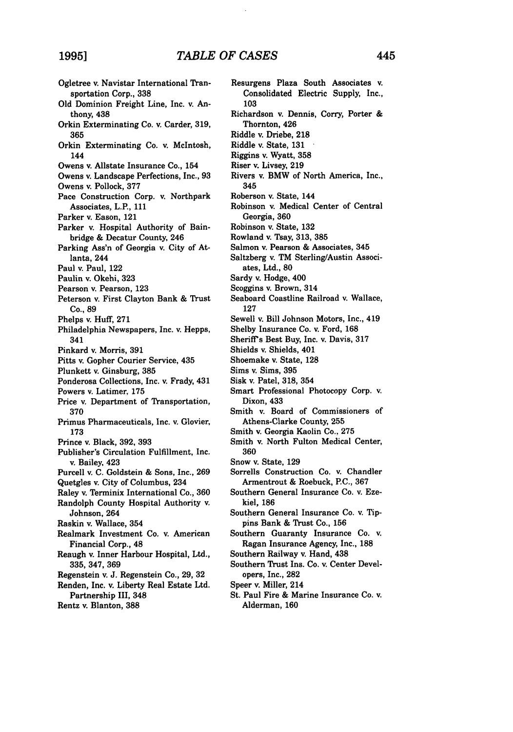Ogletree v. Navistar International Transportation Corp., 338
Old Dominion Freight Line, Inc. v. Anthony, 438
Orkin Exterminating Co. v. Carder, 319, 365
Orkin Exterminating Co. v. McIntosh, 144
Owens v. Allstate Insurance Co., 154
Owens v. Landscape Perfections, Inc., 93
Owens v. Pollock, 377
Pace Construction Corp. v. Northpark Associates, L.P., 111
Parker v. Eason, 121
Parker v. Hospital Authority of Bainbridge & Decatur County, 246
Parking Ass'n of Georgia v. City of Atlanta, 244
Paul v. Paul, 122
Paulin v. Okehi, 323
Pearson v. Pearson, 123
Peterson v. First Clayton Bank & Trust Co., 89
Phelps v. Huff, 271
Philadelphia Newspapers, Inc. v. Hepps, 341
Pinkard v. Morris, 391
Pitts v. Gopher Courier Service, 435
Plunkett v. Ginsburg, 385
Ponderosa Collections, Inc. v. Frady, 431
Powers v. Latimer, 175
Price v. Department of Transportation, 370
Primus Pharmaceuticals, Inc. v. Glovier, 173
Prince v. Black, 392, 393
Publisher's Circulation Fulfillment, Inc. v. Bailey, 423
Purcell v. C. Goldstein & Sons, Inc., 269
Quetgles v. City of Columbus, 234
Raley v. Terminix International Co., 360
Randolph County Hospital Authority v. Johnson, 264
Raskin v. Wallace, 354
Realmark Investment Co. v. American Financial Corp., 48
Reaugh v. Inner Harbour Hospital, Ltd., 335, 347, 369
Regenstein v. J. Regenstein Co., 29, 32
Renden, Inc. v. Liberty Real Estate Ltd. Partnership III, 348
Rentz v. Blanton, 388
Resurgens Plaza South Associates v. Consolidated Electric Supply, Inc., 103
Richardson v. Dennis, Corry, Porter & Thornton, 426
Riddle v. Driebe, 218
Riddle v. State, 131
Riggins v. Wyatt, 358
Riser v. Livsey, 219
Rivers v. BMW of North America, Inc., 345
Roberson v. State, 144
Robinson v. Medical Center of Central Georgia, 360
Robinson v. State, 132
Rowland v. Tsay, 313, 385
Salmon v. Pearson & Associates, 345
Saltzberg v. TM Sterling/Austin Associates, Ltd., 80
Sardy v. Hodge, 400
Scoggins v. Brown, 314
Seaboard Coastline Railroad v. Wallace, 127
Sewell v. Bill Johnson Motors, Inc., 419
Shelby Insurance Co. v. Ford, 168
Sheriff's Best Buy, Inc. v. Davis, 317
Shields v. Shields, 401
Shoemake v. State, 128
Sims v. Sims, 395
Sisk v. Patel, 318, 354
Smart Professional Photocopy Corp. v. Dixon, 433
Smith v. Board of Commissioners of Athens-Clarke County, 255
Smith v. Georgia Kaolin Co., 275
Smith v. North Fulton Medical Center, 360
Snow v. State, 129
Sorrells Construction Co. v. Chandler Armentrout & Roebuck, P.C., 367
Southern General Insurance Co. v. Ezekiel, 186
Southern General Insurance Co. v. Tippins Bank & Trust Co., 156
Southern Guaranty Insurance Co. v. Ragan Insurance Agency, Inc., 188
Southern Railway v. Hand, 438
Southern Trust Ins. Co. v. Center Developers, Inc., 282
Speer v. Miller, 214
St. Paul Fire & Marine Insurance Co. v. Alderman, 160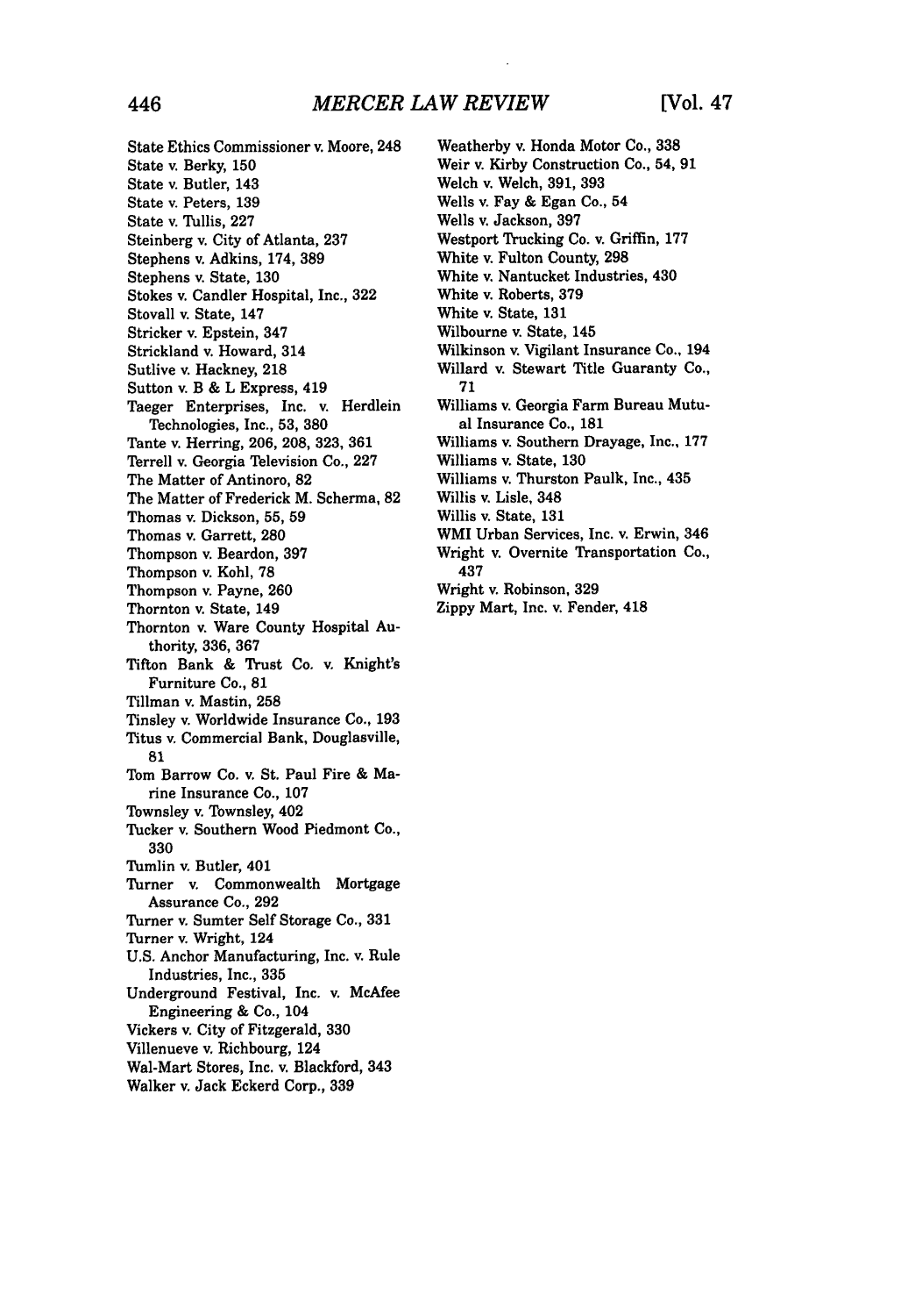State Ethics Commissioner v. Moore, 248
State v. Berky, 150
State v. Butler, 143
State v. Peters, 139
State v. Tullis, 227
Steinberg v. City of Atlanta, 237
Stephens v. Adkins, 174, 389
Stephens v. State, 130
Stokes v. Candler Hospital, Inc., 322
Stovall v. State, 147
Stricker v. Epstein, 347
Strickland v. Howard, 314
Sutlive v. Hackney, 218
Sutton v. B & L Express, 419
Taeger Enterprises, Inc. v. Herdlein Technologies, Inc., 53, 380
Tante v. Herring, 206, 208, 323, 361
Terrell v. Georgia Television Co., 227
The Matter of Antinoro, 82
The Matter of Frederick M. Scherma, 82
Thomas v. Dickson, 55, 59
Thomas v. Garrett, 280
Thompson v. Beardon, 397
Thompson v. Kohl, 78
Thompson v. Payne, 260
Thornton v. State, 149
Thornton v. Ware County Hospital Authority, 336, 367
Tifton Bank & Trust Co. v. Knight's Furniture Co., 81
Tillman v. Mastin, 258
Tinsley v. Worldwide Insurance Co., 193
Titus v. Commercial Bank, Douglasville, 81
Tom Barrow Co. v. St. Paul Fire & Marine Insurance Co., 107
Townsley v. Townsley, 402
Tucker v. Southern Wood Piedmont Co., 330
Tumlin v. Butler, 401
Turner v. Commonwealth Mortgage Assurance Co., 292
Turner v. Sumter Self Storage Co., 331
Turner v. Wright, 124
U.S. Anchor Manufacturing, Inc. v. Rule Industries, Inc., 335
Underground Festival, Inc. v. McAfee Engineering & Co., 104
Vickers v. City of Fitzgerald, 330
Villenueve v. Richbourg, 124
Wal-Mart Stores, Inc. v. Blackford, 343
Walker v. Jack Eckerd Corp., 339
Weatherby v. Honda Motor Co., 338
Weir v. Kirby Construction Co., 54, 91
Welch v. Welch, 391, 393
Wells v. Fay & Egan Co., 54
Wells v. Jackson, 397
Westport Trucking Co. v. Griffin, 177
White v. Fulton County, 298
White v. Nantucket Industries, 430
White v. Roberts, 379
White v. State, 131
Wilbourne v. State, 145
Wilkinson v. Vigilant Insurance Co., 194
Willard v. Stewart Title Guaranty Co., 71
Williams v. Georgia Farm Bureau Mutual Insurance Co., 181
Williams v. Southern Drayage, Inc., 177
Williams v. State, 130
Williams v. Thurston Paulk, Inc., 435
Willis v. Lisle, 348
Willis v. State, 131
WMI Urban Services, Inc. v. Erwin, 346
Wright v. Overnite Transportation Co., 437
Wright v. Robinson, 329
Zippy Mart, Inc. v. Fender, 418